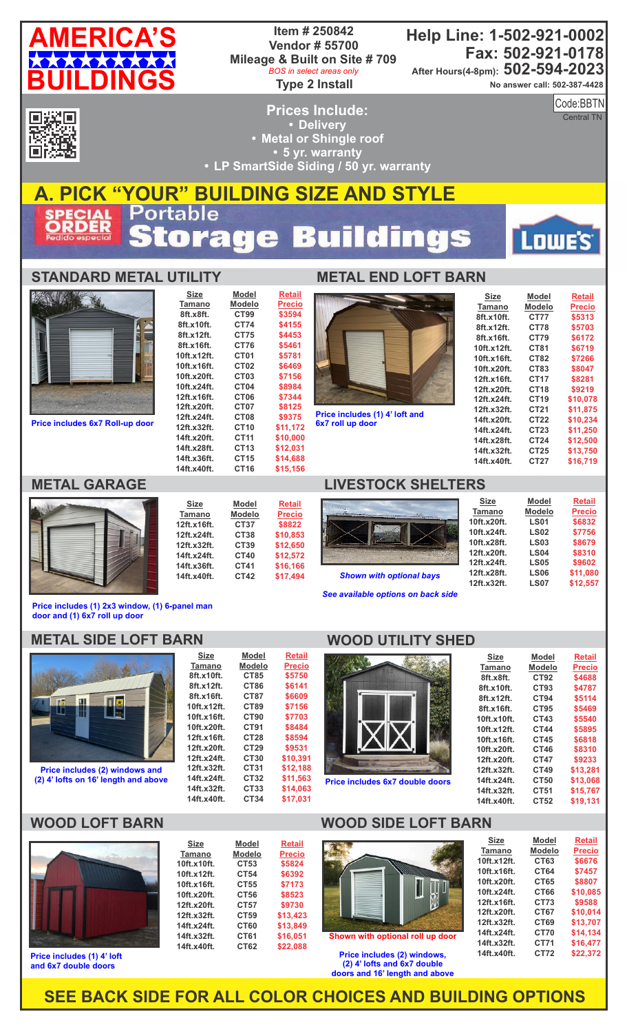# AMERICA'S BUILDINGS

**Item # 250842**
**Vendor # 55700**
**Mileage & Built on Site # 709**
*BOS in select areas only*
**Type 2 Install**

**Help Line: 1-502-921-0002**
**Fax: 502-921-0178**
**After Hours(4-8pm): 502-594-2023**
**No answer call: 502-387-4428**

Code:BBTN
Central TN

**Prices Include:**
- Delivery
- Metal or Shingle roof
- 5 yr. warranty
- LP SmartSide Siding / 50 yr. warranty

## A. PICK "YOUR" BUILDING SIZE AND STYLE

SPECIAL ORDER Pedido especial — Portable Storage Buildings — LOWE'S

### STANDARD METAL UTILITY

| Size Tamano | Model Modelo | Retail Precio |
|---|---|---|
| 8ft.x8ft. | CT99 | $3594 |
| 8ft.x10ft. | CT74 | $4155 |
| 8ft.x12ft. | CT75 | $4453 |
| 8ft.x16ft. | CT76 | $5461 |
| 10ft.x12ft. | CT01 | $5781 |
| 10ft.x16ft. | CT02 | $6469 |
| 10ft.x20ft. | CT03 | $7156 |
| 10ft.x24ft. | CT04 | $8984 |
| 12ft.x16ft. | CT06 | $7344 |
| 12ft.x20ft. | CT07 | $8125 |
| 12ft.x24ft. | CT08 | $9375 |
| 12ft.x32ft. | CT10 | $11,172 |
| 14ft.x20ft. | CT11 | $10,000 |
| 14ft.x28ft. | CT13 | $12,031 |
| 14ft.x36ft. | CT15 | $14,688 |
| 14ft.x40ft. | CT16 | $15,156 |

Price includes 6x7 Roll-up door

### METAL END LOFT BARN

| Size Tamano | Model Modelo | Retail Precio |
|---|---|---|
| 8ft.x10ft. | CT77 | $5313 |
| 8ft.x12ft. | CT78 | $5703 |
| 8ft.x16ft. | CT79 | $6172 |
| 10ft.x12ft. | CT81 | $6719 |
| 10ft.x16ft. | CT82 | $7266 |
| 10ft.x20ft. | CT83 | $8047 |
| 12ft.x16ft. | CT17 | $8281 |
| 12ft.x20ft. | CT18 | $9219 |
| 12ft.x24ft. | CT19 | $10,078 |
| 12ft.x32ft. | CT21 | $11,875 |
| 14ft.x20ft. | CT22 | $10,234 |
| 14ft.x24ft. | CT23 | $11,250 |
| 14ft.x28ft. | CT24 | $12,500 |
| 14ft.x32ft. | CT25 | $13,750 |
| 14ft.x40ft. | CT27 | $16,719 |

Price includes (1) 4' loft and 6x7 roll up door

### METAL GARAGE

| Size Tamano | Model Modelo | Retail Precio |
|---|---|---|
| 12ft.x16ft. | CT37 | $8822 |
| 12ft.x24ft. | CT38 | $10,853 |
| 12ft.x32ft. | CT39 | $12,650 |
| 14ft.x24ft. | CT40 | $12,572 |
| 14ft.x36ft. | CT41 | $16,166 |
| 14ft.x40ft. | CT42 | $17,494 |

Price includes (1) 2x3 window, (1) 6-panel man door and (1) 6x7 roll up door

### LIVESTOCK SHELTERS

| Size Tamano | Model Modelo | Retail Precio |
|---|---|---|
| 10ft.x20ft. | LS01 | $6832 |
| 10ft.x24ft. | LS02 | $7756 |
| 10ft.x28ft. | LS03 | $8679 |
| 12ft.x20ft. | LS04 | $8310 |
| 12ft.x24ft. | LS05 | $9602 |
| 12ft.x28ft. | LS06 | $11,080 |
| 12ft.x32ft. | LS07 | $12,557 |

*Shown with optional bays*

*See available options on back side*

### METAL SIDE LOFT BARN

| Size Tamano | Model Modelo | Retail Precio |
|---|---|---|
| 8ft.x10ft. | CT85 | $5750 |
| 8ft.x12ft. | CT86 | $6141 |
| 8ft.x16ft. | CT87 | $6609 |
| 10ft.x12ft. | CT89 | $7156 |
| 10ft.x16ft. | CT90 | $7703 |
| 10ft.x20ft. | CT91 | $8484 |
| 12ft.x16ft. | CT28 | $8594 |
| 12ft.x20ft. | CT29 | $9531 |
| 12ft.x24ft. | CT30 | $10,391 |
| 12ft.x32ft. | CT31 | $12,188 |
| 14ft.x24ft. | CT32 | $11,563 |
| 14ft.x32ft. | CT33 | $14,063 |
| 14ft.x40ft. | CT34 | $17,031 |

Price includes (2) windows and (2) 4' lofts on 16' length and above

### WOOD UTILITY SHED

| Size Tamano | Model Modelo | Retail Precio |
|---|---|---|
| 8ft.x8ft. | CT92 | $4688 |
| 8ft.x10ft. | CT93 | $4787 |
| 8ft.x12ft. | CT94 | $5114 |
| 8ft.x16ft. | CT95 | $5469 |
| 10ft.x10ft. | CT43 | $5540 |
| 10ft.x12ft. | CT44 | $5895 |
| 10ft.x16ft. | CT45 | $6818 |
| 10ft.x20ft. | CT46 | $8310 |
| 12ft.x20ft. | CT47 | $9233 |
| 12ft.x32ft. | CT49 | $13,281 |
| 14ft.x24ft. | CT50 | $13,068 |
| 14ft.x32ft. | CT51 | $15,767 |
| 14ft.x40ft. | CT52 | $19,131 |

Price includes 6x7 double doors

### WOOD LOFT BARN

| Size Tamano | Model Modelo | Retail Precio |
|---|---|---|
| 10ft.x10ft. | CT53 | $5824 |
| 10ft.x12ft. | CT54 | $6392 |
| 10ft.x16ft. | CT55 | $7173 |
| 10ft.x20ft. | CT56 | $8523 |
| 12ft.x20ft. | CT57 | $9730 |
| 12ft.x32ft. | CT59 | $13,423 |
| 14ft.x24ft. | CT60 | $13,849 |
| 14ft.x32ft. | CT61 | $16,051 |
| 14ft.x40ft. | CT62 | $22,088 |

Price includes (1) 4' loft and 6x7 double doors

### WOOD SIDE LOFT BARN

| Size Tamano | Model Modelo | Retail Precio |
|---|---|---|
| 10ft.x12ft. | CT63 | $6676 |
| 10ft.x16ft. | CT64 | $7457 |
| 10ft.x20ft. | CT65 | $8807 |
| 10ft.x24ft. | CT66 | $10,085 |
| 12ft.x16ft. | CT73 | $9588 |
| 12ft.x20ft. | CT67 | $10,014 |
| 12ft.x32ft. | CT69 | $13,707 |
| 14ft.x24ft. | CT70 | $14,134 |
| 14ft.x32ft. | CT71 | $16,477 |
| 14ft.x40ft. | CT72 | $22,372 |

Shown with optional roll up door

Price includes (2) windows, (2) 4' lofts and 6x7 double doors and 16' length and above

## SEE BACK SIDE FOR ALL COLOR CHOICES AND BUILDING OPTIONS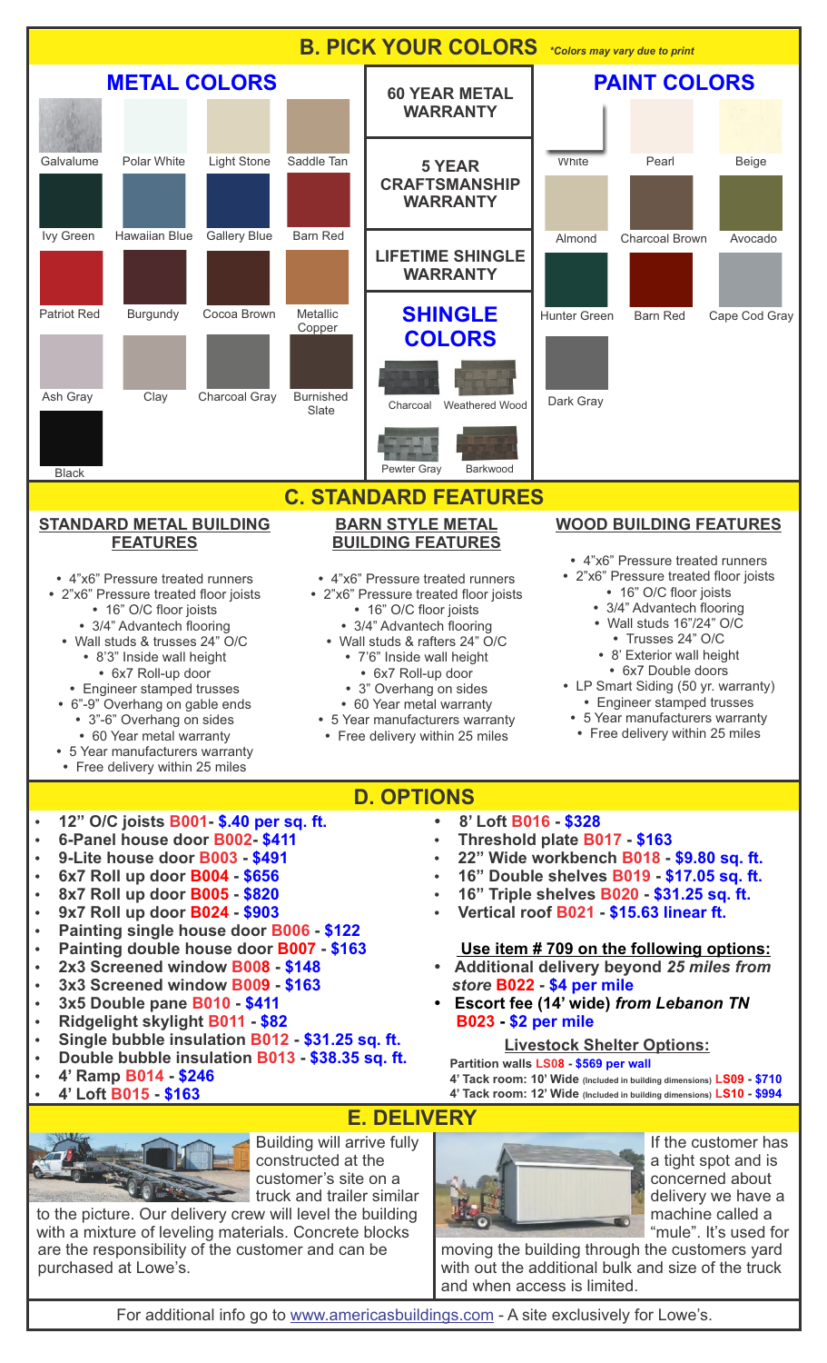## B. PICK YOUR COLORS

*Colors may vary due to print

### METAL COLORS

Galvalume, Polar White, Light Stone, Saddle Tan, Ivy Green, Hawaiian Blue, Gallery Blue, Barn Red, Patriot Red, Burgundy, Cocoa Brown, Metallic Copper, Ash Gray, Clay, Charcoal Gray, Burnished Slate, Black

**60 YEAR METAL WARRANTY**

**5 YEAR CRAFTSMANSHIP WARRANTY**

**LIFETIME SHINGLE WARRANTY**

### SHINGLE COLORS

Charcoal, Weathered Wood, Pewter Gray, Barkwood

### PAINT COLORS

White, Pearl, Beige, Almond, Charcoal Brown, Avocado, Hunter Green, Barn Red, Cape Cod Gray, Dark Gray

## C. STANDARD FEATURES

### STANDARD METAL BUILDING FEATURES

- 4"x6" Pressure treated runners
- 2"x6" Pressure treated floor joists
- 16" O/C floor joists
- 3/4" Advantech flooring
- Wall studs & trusses 24" O/C
- 8'3" Inside wall height
- 6x7 Roll-up door
- Engineer stamped trusses
- 6"-9" Overhang on gable ends
- 3"-6" Overhang on sides
- 60 Year metal warranty
- 5 Year manufacturers warranty
- Free delivery within 25 miles

### BARN STYLE METAL BUILDING FEATURES

- 4"x6" Pressure treated runners
- 2"x6" Pressure treated floor joists
- 16" O/C floor joists
- 3/4" Advantech flooring
- Wall studs & rafters 24" O/C
- 7'6" Inside wall height
- 6x7 Roll-up door
- 3" Overhang on sides
- 60 Year metal warranty
- 5 Year manufacturers warranty
- Free delivery within 25 miles

### WOOD BUILDING FEATURES

- 4"x6" Pressure treated runners
- 2"x6" Pressure treated floor joists
- 16" O/C floor joists
- 3/4" Advantech flooring
- Wall studs 16"/24" O/C
- Trusses 24" O/C
- 8' Exterior wall height
- 6x7 Double doors
- LP Smart Siding (50 yr. warranty)
- Engineer stamped trusses
- 5 Year manufacturers warranty
- Free delivery within 25 miles

## D. OPTIONS

- **12" O/C joists B001- $.40 per sq. ft.**
- **6-Panel house door B002- $411**
- **9-Lite house door B003 - $491**
- **6x7 Roll up door B004 - $656**
- **8x7 Roll up door B005 - $820**
- **9x7 Roll up door B024 - $903**
- **Painting single house door B006 - $122**
- **Painting double house door B007 - $163**
- **2x3 Screened window B008 - $148**
- **3x3 Screened window B009 - $163**
- **3x5 Double pane B010 - $411**
- **Ridgelight skylight B011 - $82**
- **Single bubble insulation B012 - $31.25 sq. ft.**
- **Double bubble insulation B013 - $38.35 sq. ft.**
- **4' Ramp B014 - $246**
- **4' Loft B015 - $163**
- **8' Loft B016 - $328**
- **Threshold plate B017 - $163**
- **22" Wide workbench B018 - $9.80 sq. ft.**
- **16" Double shelves B019 - $17.05 sq. ft.**
- **16" Triple shelves B020 - $31.25 sq. ft.**
- **Vertical roof B021 - $15.63 linear ft.**

**Use item # 709 on the following options:**

- **Additional delivery beyond *25 miles from store* B022 - $4 per mile**
- **Escort fee (14' wide) *from Lebanon TN* B023 - $2 per mile**

**Livestock Shelter Options:**

**Partition walls LS08 - $569 per wall**

**4' Tack room: 10' Wide** (Included in building dimensions) **LS09 - $710**

**4' Tack room: 12' Wide** (Included in building dimensions) **LS10 - $994**

## E. DELIVERY

Building will arrive fully constructed at the customer's site on a truck and trailer similar to the picture. Our delivery crew will level the building with a mixture of leveling materials. Concrete blocks are the responsibility of the customer and can be purchased at Lowe's.

If the customer has a tight spot and is concerned about delivery we have a machine called a "mule". It's used for moving the building through the customers yard with out the additional bulk and size of the truck and when access is limited.

For additional info go to www.americasbuildings.com - A site exclusively for Lowe's.